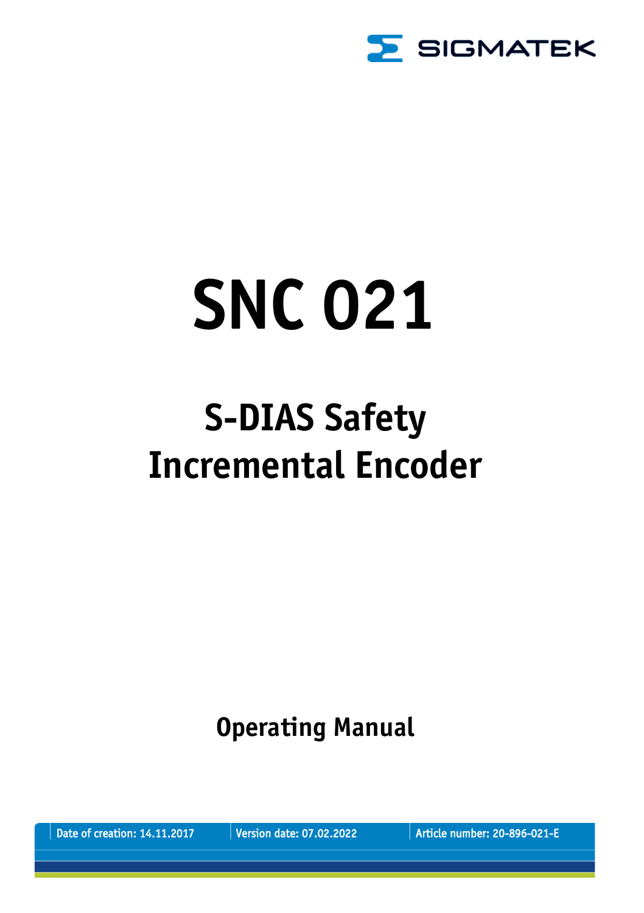SIGMATEK

# SNC 021

## S-DIAS Safety Incremental Encoder

**Operating Manual**

Date of creation: 14.11.2017 | Version date: 07.02.2022 | Article number: 20-896-021-E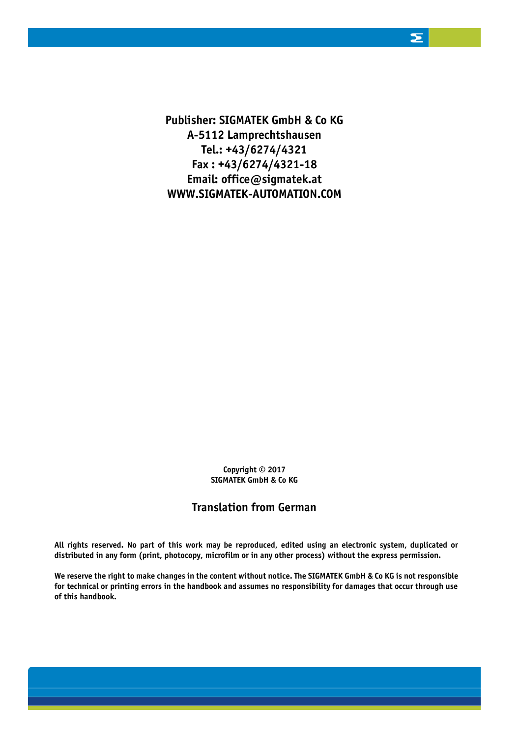**Publisher: SIGMATEK GmbH & Co KG**
**A-5112 Lamprechtshausen**
**Tel.: +43/6274/4321**
**Fax : +43/6274/4321-18**
**Email: office@sigmatek.at**
**WWW.SIGMATEK-AUTOMATION.COM**

**Copyright © 2017**
**SIGMATEK GmbH & Co KG**

**Translation from German**

**All rights reserved. No part of this work may be reproduced, edited using an electronic system, duplicated or distributed in any form (print, photocopy, microfilm or in any other process) without the express permission.**

**We reserve the right to make changes in the content without notice. The SIGMATEK GmbH & Co KG is not responsible for technical or printing errors in the handbook and assumes no responsibility for damages that occur through use of this handbook.**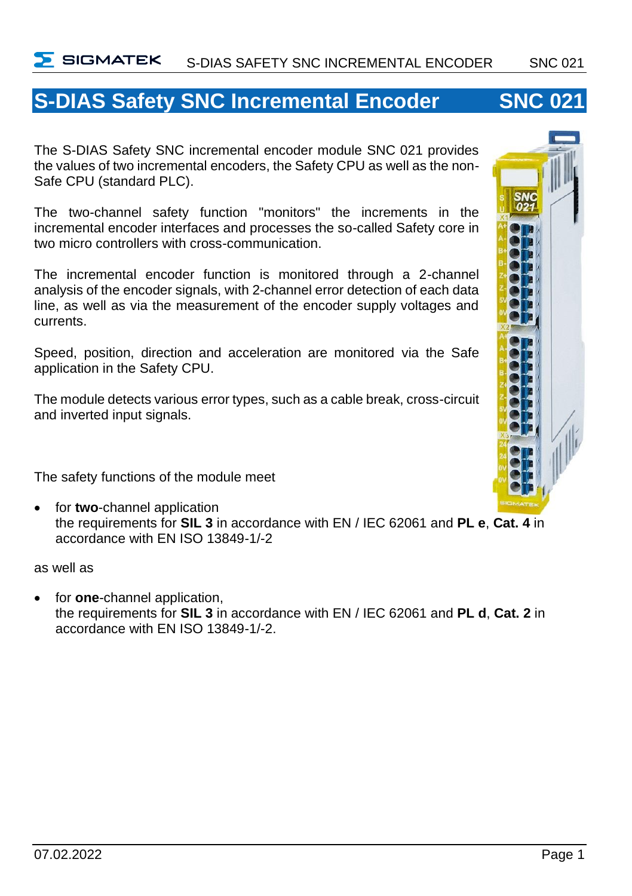# S-DIAS Safety SNC Incremental Encoder SNC 021

The S-DIAS Safety SNC incremental encoder module SNC 021 provides the values of two incremental encoders, the Safety CPU as well as the non-Safe CPU (standard PLC).

The two-channel safety function "monitors" the increments in the incremental encoder interfaces and processes the so-called Safety core in two micro controllers with cross-communication.

The incremental encoder function is monitored through a 2-channel analysis of the encoder signals, with 2-channel error detection of each data line, as well as via the measurement of the encoder supply voltages and currents.

Speed, position, direction and acceleration are monitored via the Safe application in the Safety CPU.

The module detects various error types, such as a cable break, cross-circuit and inverted input signals.

The safety functions of the module meet

- for **two**-channel application
  the requirements for **SIL 3** in accordance with EN / IEC 62061 and **PL e**, **Cat. 4** in accordance with EN ISO 13849-1/-2

as well as

- for **one**-channel application,
  the requirements for **SIL 3** in accordance with EN / IEC 62061 and **PL d**, **Cat. 2** in accordance with EN ISO 13849-1/-2.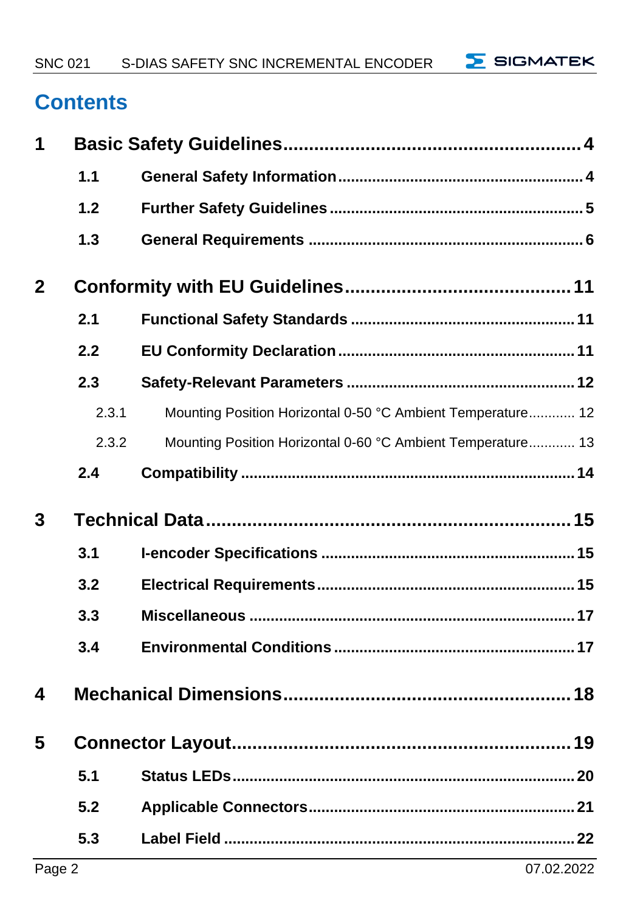# Contents

**1 Basic Safety Guidelines ........................................................ 4**

- **1.1 General Safety Information ........................................................ 4**
- **1.2 Further Safety Guidelines ........................................................ 5**
- **1.3 General Requirements ........................................................ 6**

**2 Conformity with EU Guidelines ........................................................ 11**

- **2.1 Functional Safety Standards ........................................................ 11**
- **2.2 EU Conformity Declaration ........................................................ 11**
- **2.3 Safety-Relevant Parameters ........................................................ 12**
  - 2.3.1 Mounting Position Horizontal 0-50 °C Ambient Temperature ............ 12
  - 2.3.2 Mounting Position Horizontal 0-60 °C Ambient Temperature ............ 13
- **2.4 Compatibility ........................................................ 14**

**3 Technical Data ........................................................ 15**

- **3.1 I-encoder Specifications ........................................................ 15**
- **3.2 Electrical Requirements ........................................................ 15**
- **3.3 Miscellaneous ........................................................ 17**
- **3.4 Environmental Conditions ........................................................ 17**

**4 Mechanical Dimensions ........................................................ 18**

**5 Connector Layout ........................................................ 19**

- **5.1 Status LEDs ........................................................ 20**
- **5.2 Applicable Connectors ........................................................ 21**
- **5.3 Label Field ........................................................ 22**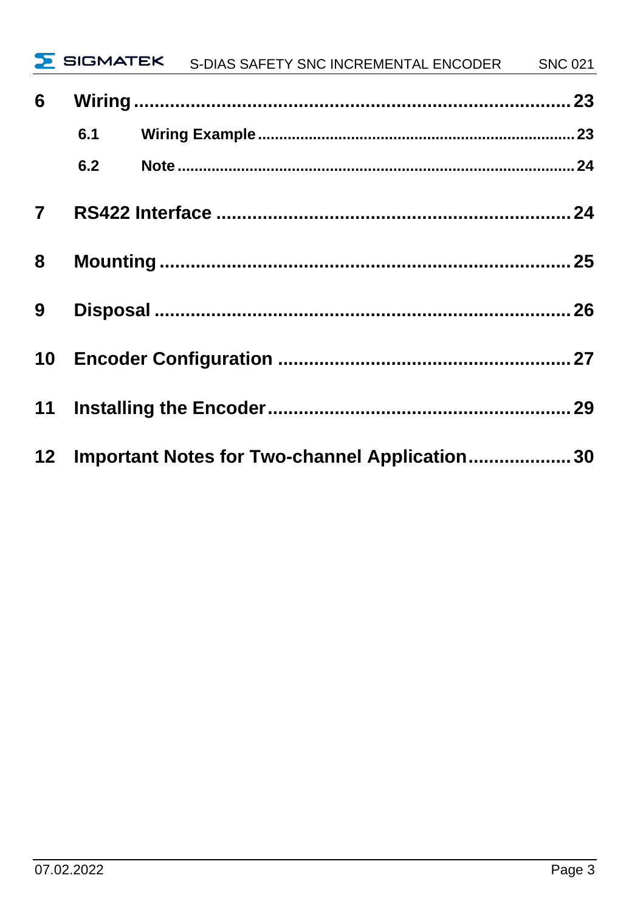6 **Wiring** ........................................................................ 23

- 6.1 **Wiring Example** ........................................................ 23
- 6.2 **Note** ........................................................................ 24

7 **RS422 Interface** .......................................................... 24

8 **Mounting** ...................................................................... 25

9 **Disposal** ....................................................................... 26

10 **Encoder Configuration** ............................................... 27

11 **Installing the Encoder** ................................................. 29

12 **Important Notes for Two-channel Application** ................. 30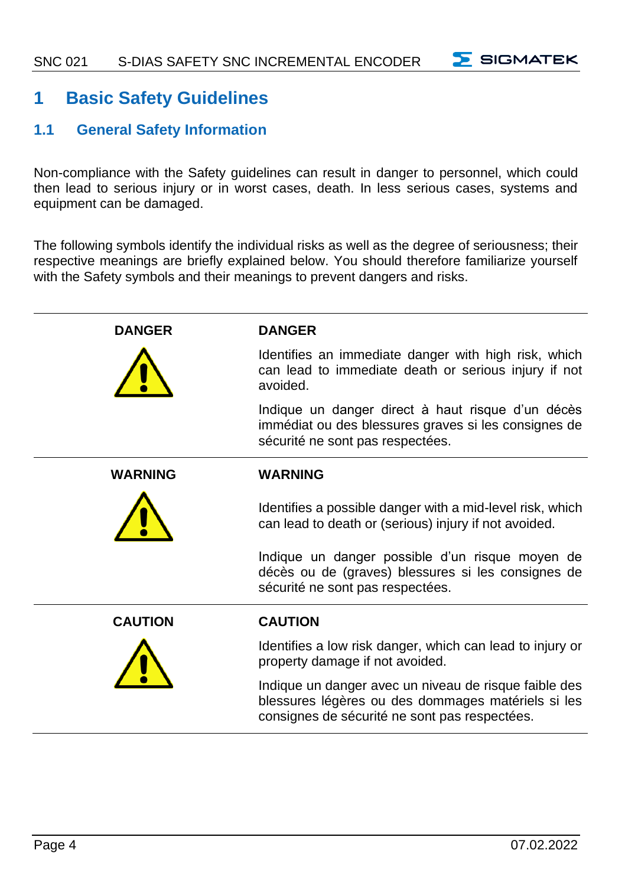# 1 Basic Safety Guidelines

## 1.1 General Safety Information

Non-compliance with the Safety guidelines can result in danger to personnel, which could then lead to serious injury or in worst cases, death. In less serious cases, systems and equipment can be damaged.

The following symbols identify the individual risks as well as the degree of seriousness; their respective meanings are briefly explained below. You should therefore familiarize yourself with the Safety symbols and their meanings to prevent dangers and risks.

| | |
|---|---|
| **DANGER** | **DANGER**<br><br>Identifies an immediate danger with high risk, which can lead to immediate death or serious injury if not avoided.<br><br>Indique un danger direct à haut risque d'un décès immédiat ou des blessures graves si les consignes de sécurité ne sont pas respectées. |
| **WARNING** | **WARNING**<br><br>Identifies a possible danger with a mid-level risk, which can lead to death or (serious) injury if not avoided.<br><br>Indique un danger possible d'un risque moyen de décès ou de (graves) blessures si les consignes de sécurité ne sont pas respectées. |
| **CAUTION** | **CAUTION**<br><br>Identifies a low risk danger, which can lead to injury or property damage if not avoided.<br><br>Indique un danger avec un niveau de risque faible des blessures légères ou des dommages matériels si les consignes de sécurité ne sont pas respectées. |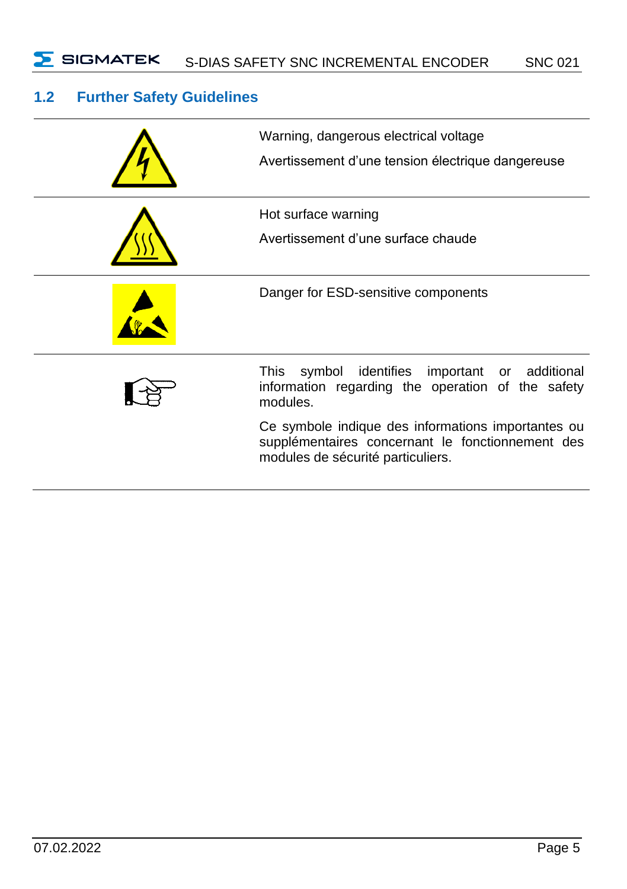## 1.2 Further Safety Guidelines

| | |
|---|---|
| | Warning, dangerous electrical voltage<br><br>Avertissement d'une tension électrique dangereuse |
| | Hot surface warning<br><br>Avertissement d'une surface chaude |
| | Danger for ESD-sensitive components |
| | This symbol identifies important or additional information regarding the operation of the safety modules.<br><br>Ce symbole indique des informations importantes ou supplémentaires concernant le fonctionnement des modules de sécurité particuliers. |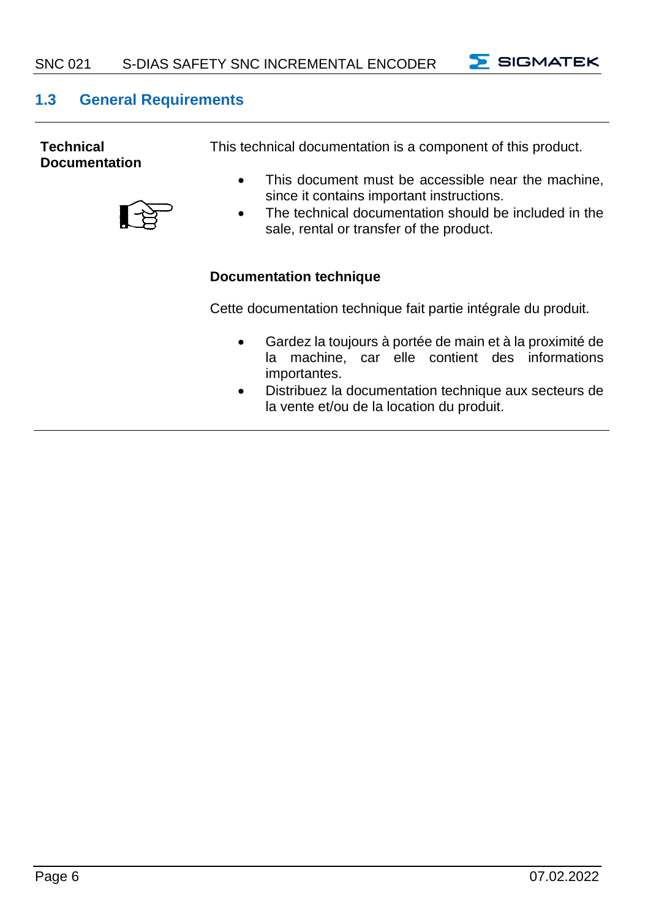## 1.3 General Requirements

**Technical Documentation**

This technical documentation is a component of this product.

- This document must be accessible near the machine, since it contains important instructions.
- The technical documentation should be included in the sale, rental or transfer of the product.

**Documentation technique**

Cette documentation technique fait partie intégrale du produit.

- Gardez la toujours à portée de main et à la proximité de la machine, car elle contient des informations importantes.
- Distribuez la documentation technique aux secteurs de la vente et/ou de la location du produit.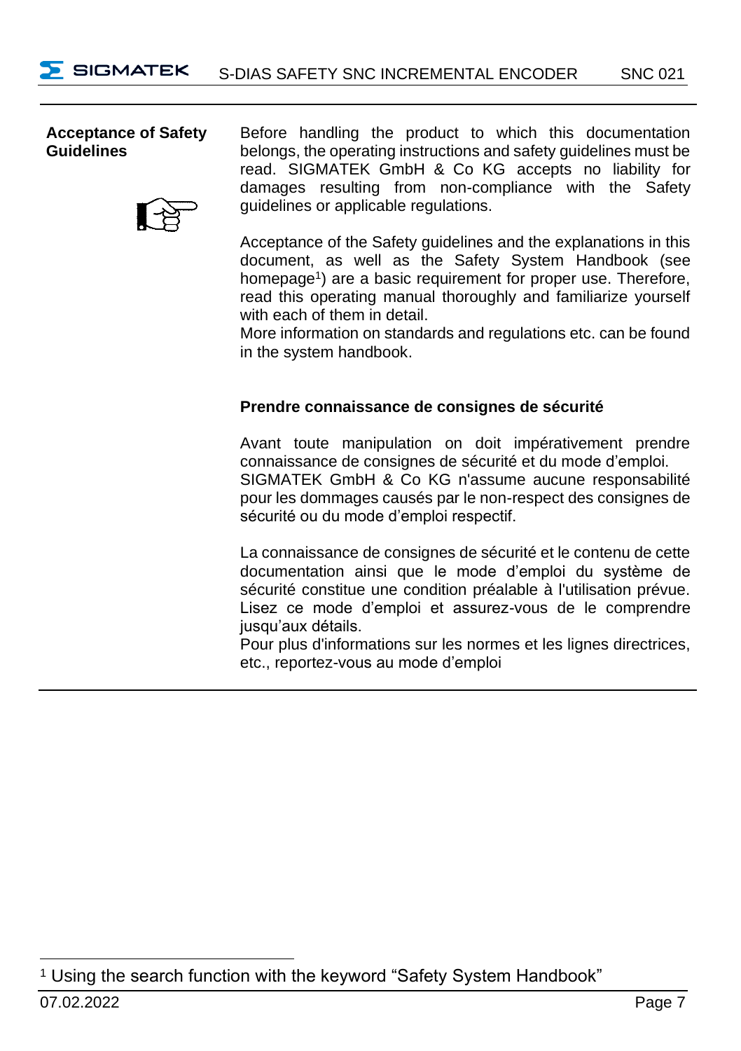**Acceptance of Safety Guidelines**

Before handling the product to which this documentation belongs, the operating instructions and safety guidelines must be read. SIGMATEK GmbH & Co KG accepts no liability for damages resulting from non-compliance with the Safety guidelines or applicable regulations.

Acceptance of the Safety guidelines and the explanations in this document, as well as the Safety System Handbook (see homepage[1]) are a basic requirement for proper use. Therefore, read this operating manual thoroughly and familiarize yourself with each of them in detail.
More information on standards and regulations etc. can be found in the system handbook.

**Prendre connaissance de consignes de sécurité**

Avant toute manipulation on doit impérativement prendre connaissance de consignes de sécurité et du mode d'emploi.
SIGMATEK GmbH & Co KG n'assume aucune responsabilité pour les dommages causés par le non-respect des consignes de sécurité ou du mode d'emploi respectif.

La connaissance de consignes de sécurité et le contenu de cette documentation ainsi que le mode d'emploi du système de sécurité constitue une condition préalable à l'utilisation prévue. Lisez ce mode d'emploi et assurez-vous de le comprendre jusqu'aux détails.
Pour plus d'informations sur les normes et les lignes directrices, etc., reportez-vous au mode d'emploi

[1] Using the search function with the keyword "Safety System Handbook"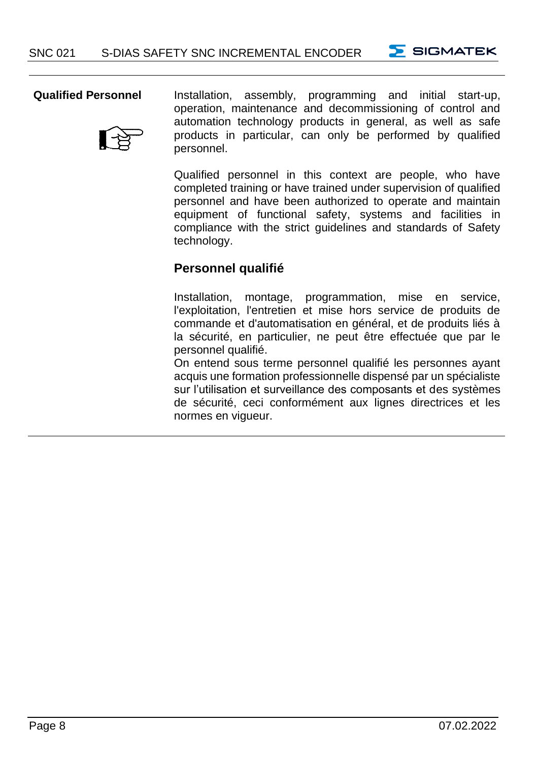**Qualified Personnel**

Installation, assembly, programming and initial start-up, operation, maintenance and decommissioning of control and automation technology products in general, as well as safe products in particular, can only be performed by qualified personnel.

Qualified personnel in this context are people, who have completed training or have trained under supervision of qualified personnel and have been authorized to operate and maintain equipment of functional safety, systems and facilities in compliance with the strict guidelines and standards of Safety technology.

### Personnel qualifié

Installation, montage, programmation, mise en service, l'exploitation, l'entretien et mise hors service de produits de commande et d'automatisation en général, et de produits liés à la sécurité, en particulier, ne peut être effectuée que par le personnel qualifié.
On entend sous terme personnel qualifié les personnes ayant acquis une formation professionnelle dispensé par un spécialiste sur l'utilisation et surveillance des composants et des systèmes de sécurité, ceci conformément aux lignes directrices et les normes en vigueur.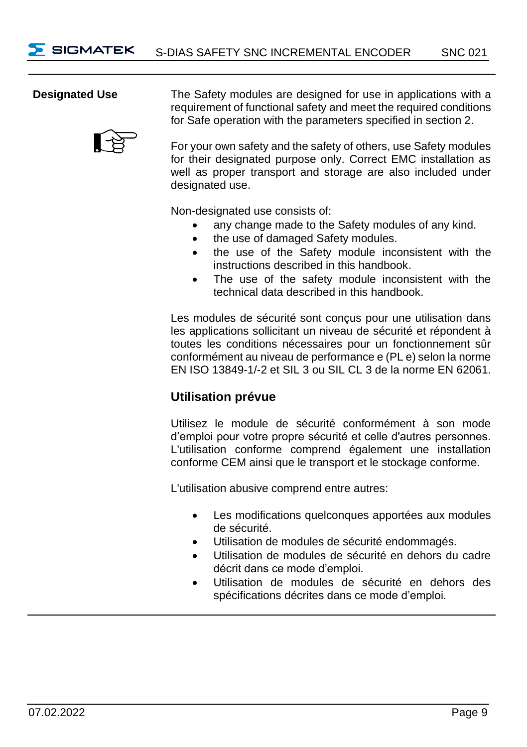**Designated Use**

The Safety modules are designed for use in applications with a requirement of functional safety and meet the required conditions for Safe operation with the parameters specified in section 2.

For your own safety and the safety of others, use Safety modules for their designated purpose only. Correct EMC installation as well as proper transport and storage are also included under designated use.

Non-designated use consists of:

- any change made to the Safety modules of any kind.
- the use of damaged Safety modules.
- the use of the Safety module inconsistent with the instructions described in this handbook.
- The use of the safety module inconsistent with the technical data described in this handbook.

Les modules de sécurité sont conçus pour une utilisation dans les applications sollicitant un niveau de sécurité et répondent à toutes les conditions nécessaires pour un fonctionnement sûr conformément au niveau de performance e (PL e) selon la norme EN ISO 13849-1/-2 et SIL 3 ou SIL CL 3 de la norme EN 62061.

## Utilisation prévue

Utilisez le module de sécurité conformément à son mode d'emploi pour votre propre sécurité et celle d'autres personnes. L'utilisation conforme comprend également une installation conforme CEM ainsi que le transport et le stockage conforme.

L'utilisation abusive comprend entre autres:

- Les modifications quelconques apportées aux modules de sécurité.
- Utilisation de modules de sécurité endommagés.
- Utilisation de modules de sécurité en dehors du cadre décrit dans ce mode d'emploi.
- Utilisation de modules de sécurité en dehors des spécifications décrites dans ce mode d'emploi.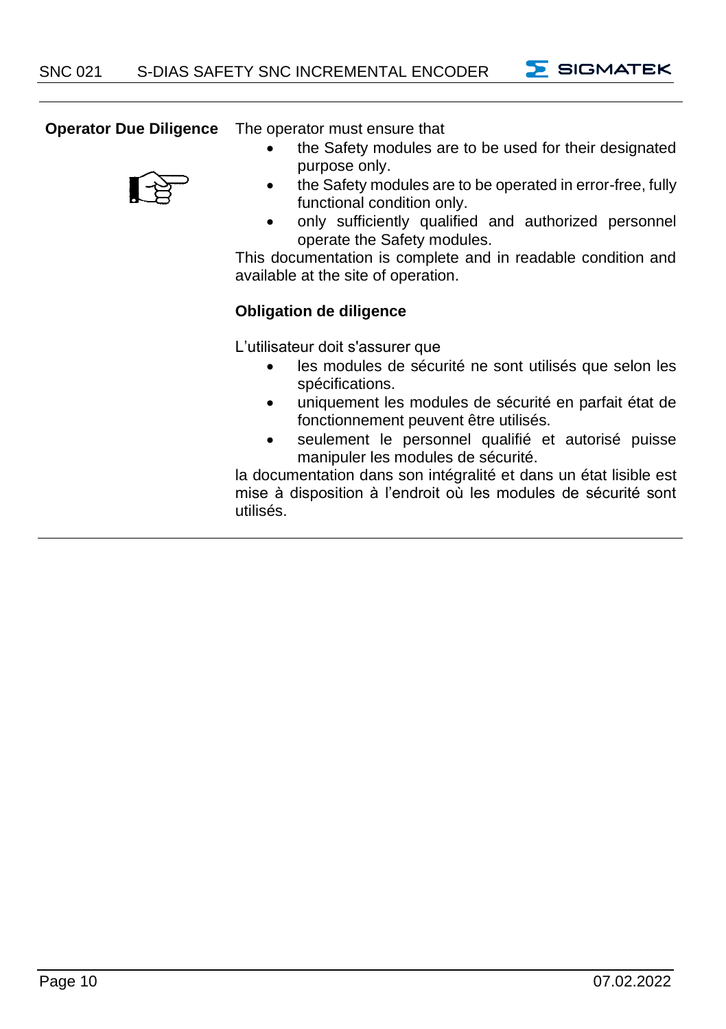**Operator Due Diligence**

The operator must ensure that

- the Safety modules are to be used for their designated purpose only.
- the Safety modules are to be operated in error-free, fully functional condition only.
- only sufficiently qualified and authorized personnel operate the Safety modules.

This documentation is complete and in readable condition and available at the site of operation.

**Obligation de diligence**

L'utilisateur doit s'assurer que

- les modules de sécurité ne sont utilisés que selon les spécifications.
- uniquement les modules de sécurité en parfait état de fonctionnement peuvent être utilisés.
- seulement le personnel qualifié et autorisé puisse manipuler les modules de sécurité.

la documentation dans son intégralité et dans un état lisible est mise à disposition à l'endroit où les modules de sécurité sont utilisés.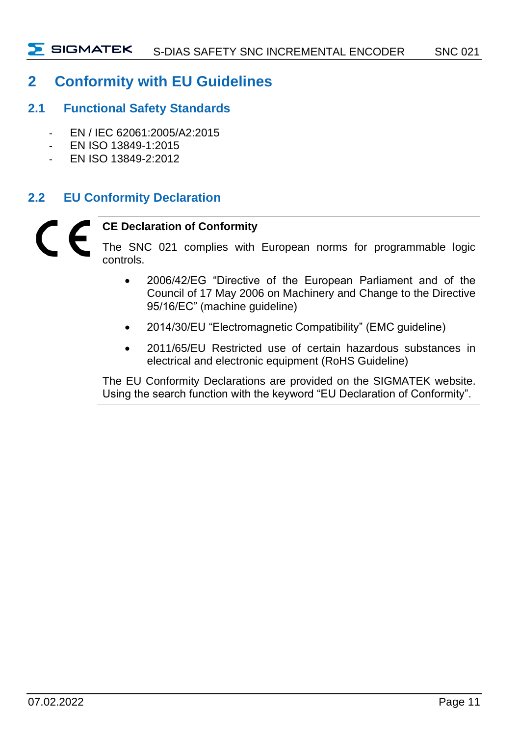# 2 Conformity with EU Guidelines

## 2.1 Functional Safety Standards

- EN / IEC 62061:2005/A2:2015
- EN ISO 13849-1:2015
- EN ISO 13849-2:2012

## 2.2 EU Conformity Declaration

**CE Declaration of Conformity**

The SNC 021 complies with European norms for programmable logic controls.

- 2006/42/EG "Directive of the European Parliament and of the Council of 17 May 2006 on Machinery and Change to the Directive 95/16/EC" (machine guideline)
- 2014/30/EU "Electromagnetic Compatibility" (EMC guideline)
- 2011/65/EU Restricted use of certain hazardous substances in electrical and electronic equipment (RoHS Guideline)

The EU Conformity Declarations are provided on the SIGMATEK website. Using the search function with the keyword "EU Declaration of Conformity".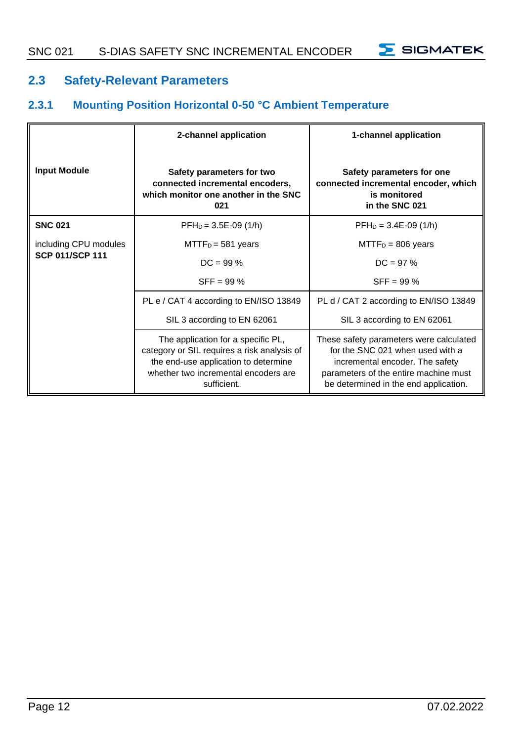## 2.3 Safety-Relevant Parameters

### 2.3.1 Mounting Position Horizontal 0-50 °C Ambient Temperature

| **Input Module** | **2-channel application**<br><br>**Safety parameters for two connected incremental encoders, which monitor one another in the SNC 021** | **1-channel application**<br><br>**Safety parameters for one connected incremental encoder, which is monitored in the SNC 021** |
|---|---|---|
| **SNC 021**<br><br>including CPU modules **SCP 011/SCP 111** | $PFH_D$ = 3.5E-09 (1/h)<br><br>$MTTF_D$ = 581 years<br><br>DC = 99 %<br><br>SFF = 99 % | $PFH_D$ = 3.4E-09 (1/h)<br><br>$MTTF_D$ = 806 years<br><br>DC = 97 %<br><br>SFF = 99 % |
| | PL e / CAT 4 according to EN/ISO 13849<br><br>SIL 3 according to EN 62061 | PL d / CAT 2 according to EN/ISO 13849<br><br>SIL 3 according to EN 62061 |
| | The application for a specific PL, category or SIL requires a risk analysis of the end-use application to determine whether two incremental encoders are sufficient. | These safety parameters were calculated for the SNC 021 when used with a incremental encoder. The safety parameters of the entire machine must be determined in the end application. |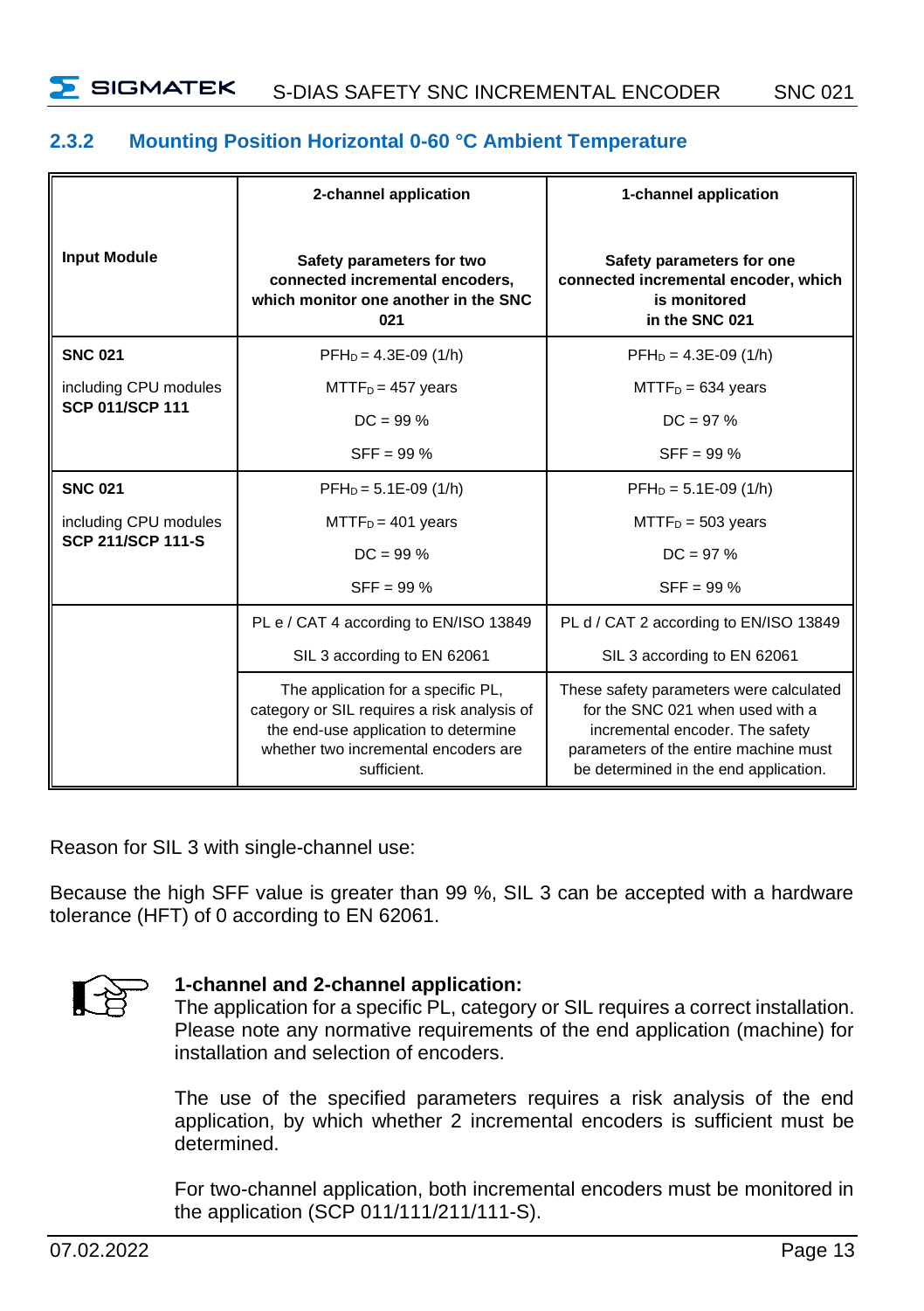### 2.3.2 Mounting Position Horizontal 0-60 °C Ambient Temperature

| Input Module | 2-channel application<br><br>Safety parameters for two connected incremental encoders, which monitor one another in the SNC 021 | 1-channel application<br><br>Safety parameters for one connected incremental encoder, which is monitored in the SNC 021 |
|---|---|---|
| **SNC 021**<br>including CPU modules **SCP 011/SCP 111** | $PFH_D$ = 4.3E-09 (1/h)<br>$MTTF_D$ = 457 years<br>DC = 99 %<br>SFF = 99 % | $PFH_D$ = 4.3E-09 (1/h)<br>$MTTF_D$ = 634 years<br>DC = 97 %<br>SFF = 99 % |
| **SNC 021**<br>including CPU modules **SCP 211/SCP 111-S** | $PFH_D$ = 5.1E-09 (1/h)<br>$MTTF_D$ = 401 years<br>DC = 99 %<br>SFF = 99 % | $PFH_D$ = 5.1E-09 (1/h)<br>$MTTF_D$ = 503 years<br>DC = 97 %<br>SFF = 99 % |
| | PL e / CAT 4 according to EN/ISO 13849<br>SIL 3 according to EN 62061 | PL d / CAT 2 according to EN/ISO 13849<br>SIL 3 according to EN 62061 |
| | The application for a specific PL, category or SIL requires a risk analysis of the end-use application to determine whether two incremental encoders are sufficient. | These safety parameters were calculated for the SNC 021 when used with a incremental encoder. The safety parameters of the entire machine must be determined in the end application. |

Reason for SIL 3 with single-channel use:

Because the high SFF value is greater than 99 %, SIL 3 can be accepted with a hardware tolerance (HFT) of 0 according to EN 62061.

**1-channel and 2-channel application:**
The application for a specific PL, category or SIL requires a correct installation. Please note any normative requirements of the end application (machine) for installation and selection of encoders.

The use of the specified parameters requires a risk analysis of the end application, by which whether 2 incremental encoders is sufficient must be determined.

For two-channel application, both incremental encoders must be monitored in the application (SCP 011/111/211/111-S).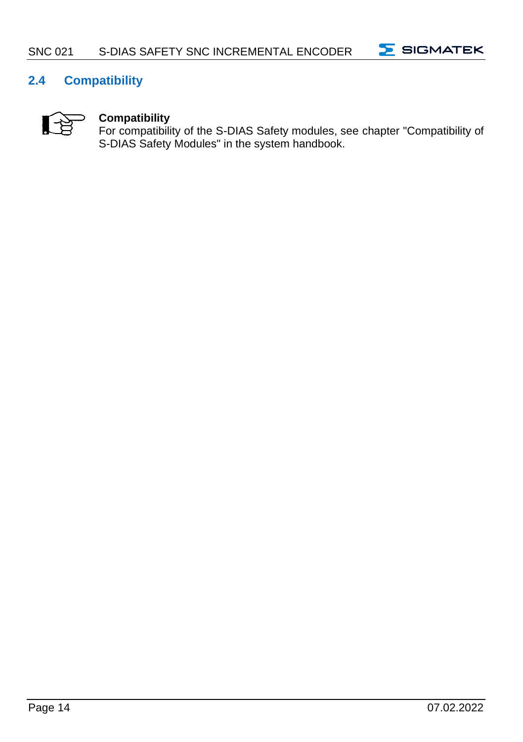## 2.4 Compatibility

**Compatibility**
For compatibility of the S-DIAS Safety modules, see chapter "Compatibility of S-DIAS Safety Modules" in the system handbook.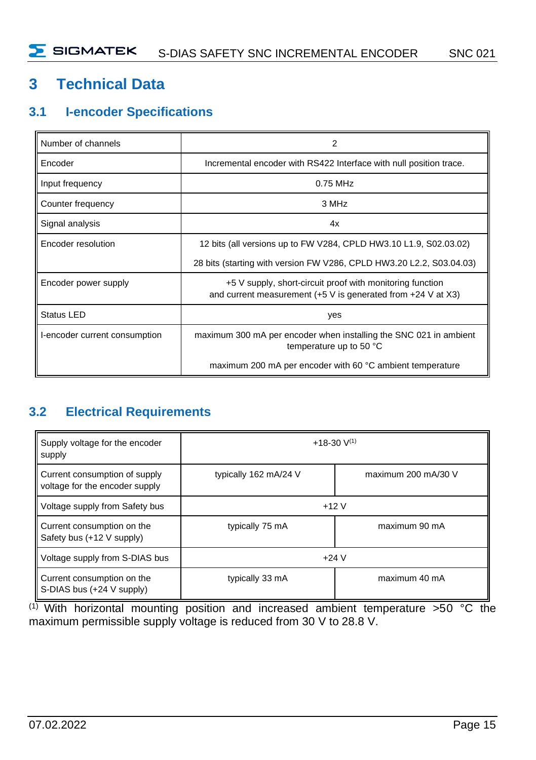# 3 Technical Data

## 3.1 I-encoder Specifications

| | |
|---|---|
| Number of channels | 2 |
| Encoder | Incremental encoder with RS422 Interface with null position trace. |
| Input frequency | 0.75 MHz |
| Counter frequency | 3 MHz |
| Signal analysis | 4x |
| Encoder resolution | 12 bits (all versions up to FW V284, CPLD HW3.10 L1.9, S02.03.02)<br>28 bits (starting with version FW V286, CPLD HW3.20 L2.2, S03.04.03) |
| Encoder power supply | +5 V supply, short-circuit proof with monitoring function and current measurement (+5 V is generated from +24 V at X3) |
| Status LED | yes |
| I-encoder current consumption | maximum 300 mA per encoder when installing the SNC 021 in ambient temperature up to 50 °C<br>maximum 200 mA per encoder with 60 °C ambient temperature |

## 3.2 Electrical Requirements

| | | |
|---|---|---|
| Supply voltage for the encoder supply | +18-30 V(1) | |
| Current consumption of supply voltage for the encoder supply | typically 162 mA/24 V | maximum 200 mA/30 V |
| Voltage supply from Safety bus | +12 V | |
| Current consumption on the Safety bus (+12 V supply) | typically 75 mA | maximum 90 mA |
| Voltage supply from S-DIAS bus | +24 V | |
| Current consumption on the S-DIAS bus (+24 V supply) | typically 33 mA | maximum 40 mA |

(1) With horizontal mounting position and increased ambient temperature >50 °C the maximum permissible supply voltage is reduced from 30 V to 28.8 V.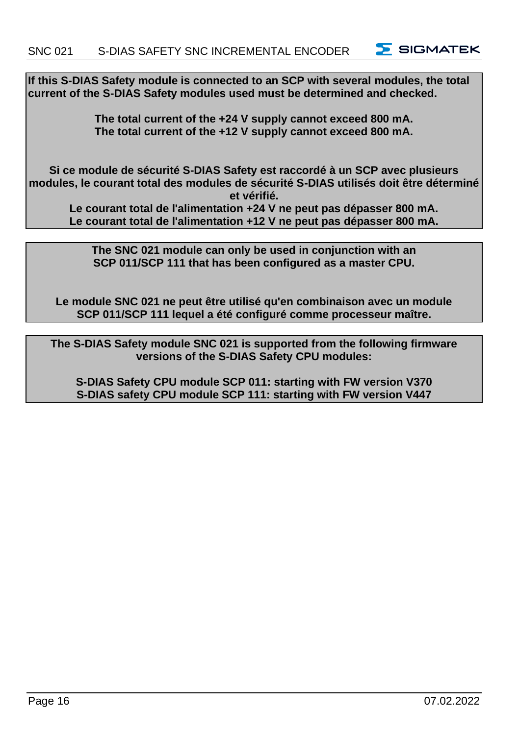**If this S-DIAS Safety module is connected to an SCP with several modules, the total current of the S-DIAS Safety modules used must be determined and checked.**

**The total current of the +24 V supply cannot exceed 800 mA.**
**The total current of the +12 V supply cannot exceed 800 mA.**

**Si ce module de sécurité S-DIAS Safety est raccordé à un SCP avec plusieurs modules, le courant total des modules de sécurité S-DIAS utilisés doit être déterminé et vérifié.**
**Le courant total de l'alimentation +24 V ne peut pas dépasser 800 mA.**
**Le courant total de l'alimentation +12 V ne peut pas dépasser 800 mA.**

**The SNC 021 module can only be used in conjunction with an SCP 011/SCP 111 that has been configured as a master CPU.**

**Le module SNC 021 ne peut être utilisé qu'en combinaison avec un module SCP 011/SCP 111 lequel a été configuré comme processeur maître.**

**The S-DIAS Safety module SNC 021 is supported from the following firmware versions of the S-DIAS Safety CPU modules:**

**S-DIAS Safety CPU module SCP 011: starting with FW version V370**
**S-DIAS safety CPU module SCP 111: starting with FW version V447**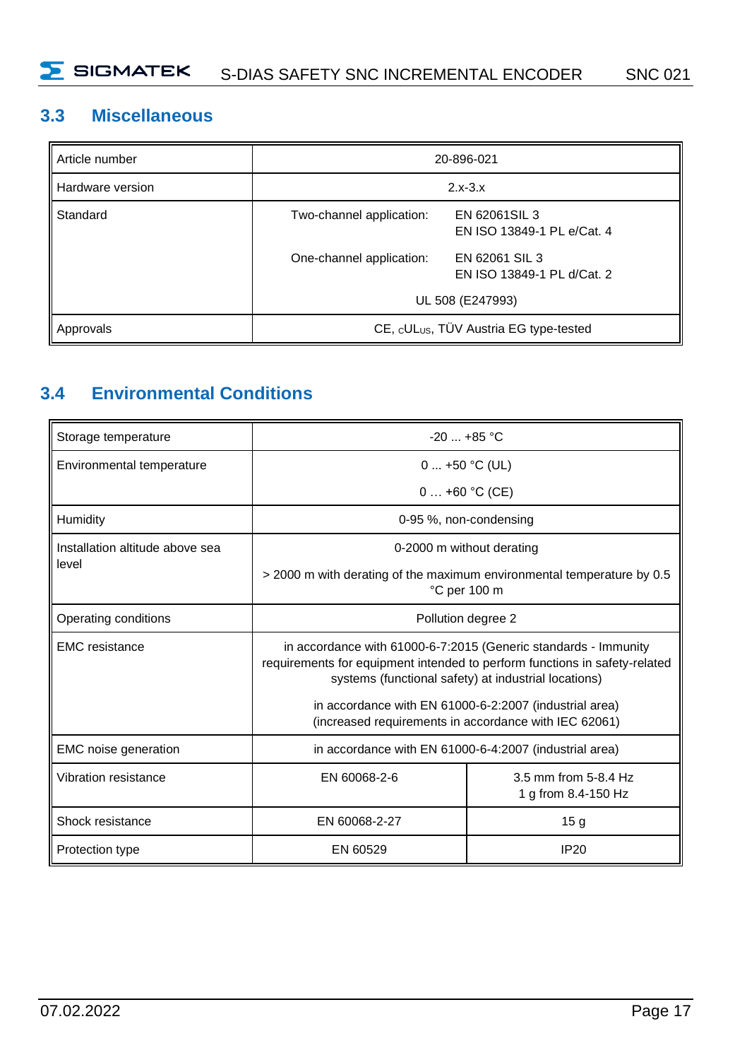## 3.3 Miscellaneous

| Article number | 20-896-021 | |
|---|---|---|
| Hardware version | 2.x-3.x | |
| Standard | Two-channel application: | EN 62061SIL 3<br>EN ISO 13849-1 PL e/Cat. 4 |
| | One-channel application: | EN 62061 SIL 3<br>EN ISO 13849-1 PL d/Cat. 2 |
| | UL 508 (E247993) | |
| Approvals | CE, $_c$UL$_{US}$, TÜV Austria EG type-tested | |

## 3.4 Environmental Conditions

| Storage temperature | -20 ... +85 °C | |
|---|---|---|
| Environmental temperature | 0 ... +50 °C (UL)<br>0 … +60 °C (CE) | |
| Humidity | 0-95 %, non-condensing | |
| Installation altitude above sea level | 0-2000 m without derating<br>> 2000 m with derating of the maximum environmental temperature by 0.5 °C per 100 m | |
| Operating conditions | Pollution degree 2 | |
| EMC resistance | in accordance with 61000-6-7:2015 (Generic standards - Immunity requirements for equipment intended to perform functions in safety-related systems (functional safety) at industrial locations)<br>in accordance with EN 61000-6-2:2007 (industrial area) (increased requirements in accordance with IEC 62061) | |
| EMC noise generation | in accordance with EN 61000-6-4:2007 (industrial area) | |
| Vibration resistance | EN 60068-2-6 | 3.5 mm from 5-8.4 Hz<br>1 g from 8.4-150 Hz |
| Shock resistance | EN 60068-2-27 | 15 g |
| Protection type | EN 60529 | IP20 |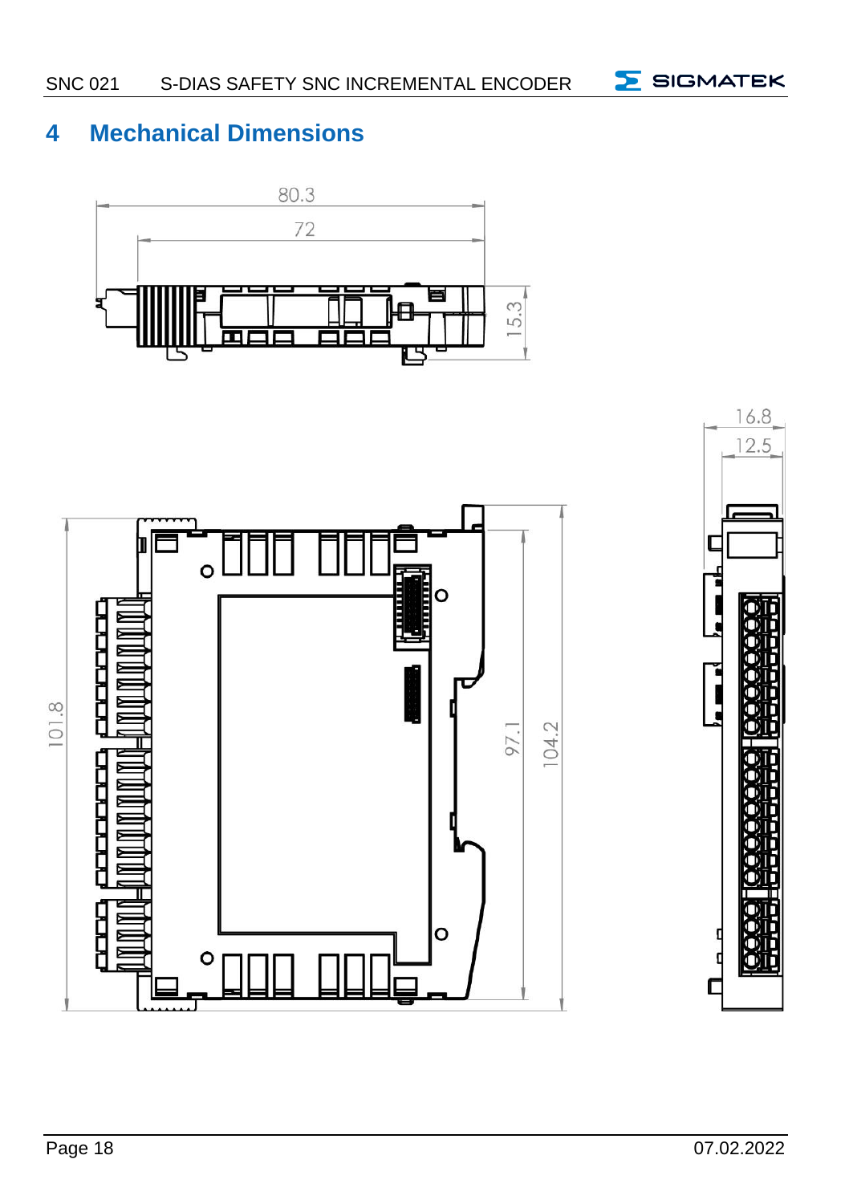# 4 Mechanical Dimensions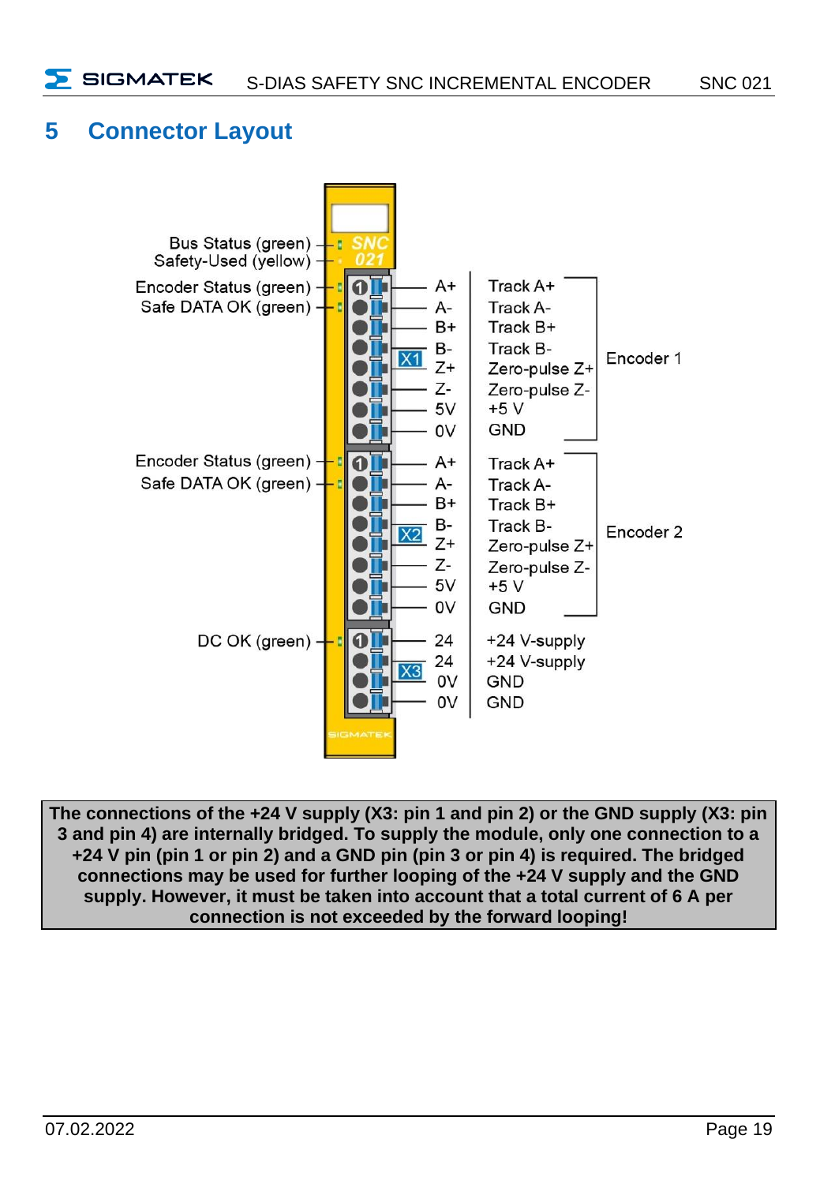# 5 Connector Layout

Bus Status (green)
Safety-Used (yellow)

Encoder Status (green)
Safe DATA OK (green)

| X1 | | |
|---|---|---|
| A+ | Track A+ | Encoder 1 |
| A- | Track A- | |
| B+ | Track B+ | |
| B- | Track B- | |
| Z+ | Zero-pulse Z+ | |
| Z- | Zero-pulse Z- | |
| 5V | +5 V | |
| 0V | GND | |

Encoder Status (green)
Safe DATA OK (green)

| X2 | | |
|---|---|---|
| A+ | Track A+ | Encoder 2 |
| A- | Track A- | |
| B+ | Track B+ | |
| B- | Track B- | |
| Z+ | Zero-pulse Z+ | |
| Z- | Zero-pulse Z- | |
| 5V | +5 V | |
| 0V | GND | |

DC OK (green)

| X3 | |
|---|---|
| 24 | +24 V-supply |
| 24 | +24 V-supply |
| 0V | GND |
| 0V | GND |

**The connections of the +24 V supply (X3: pin 1 and pin 2) or the GND supply (X3: pin 3 and pin 4) are internally bridged. To supply the module, only one connection to a +24 V pin (pin 1 or pin 2) and a GND pin (pin 3 or pin 4) is required. The bridged connections may be used for further looping of the +24 V supply and the GND supply. However, it must be taken into account that a total current of 6 A per connection is not exceeded by the forward looping!**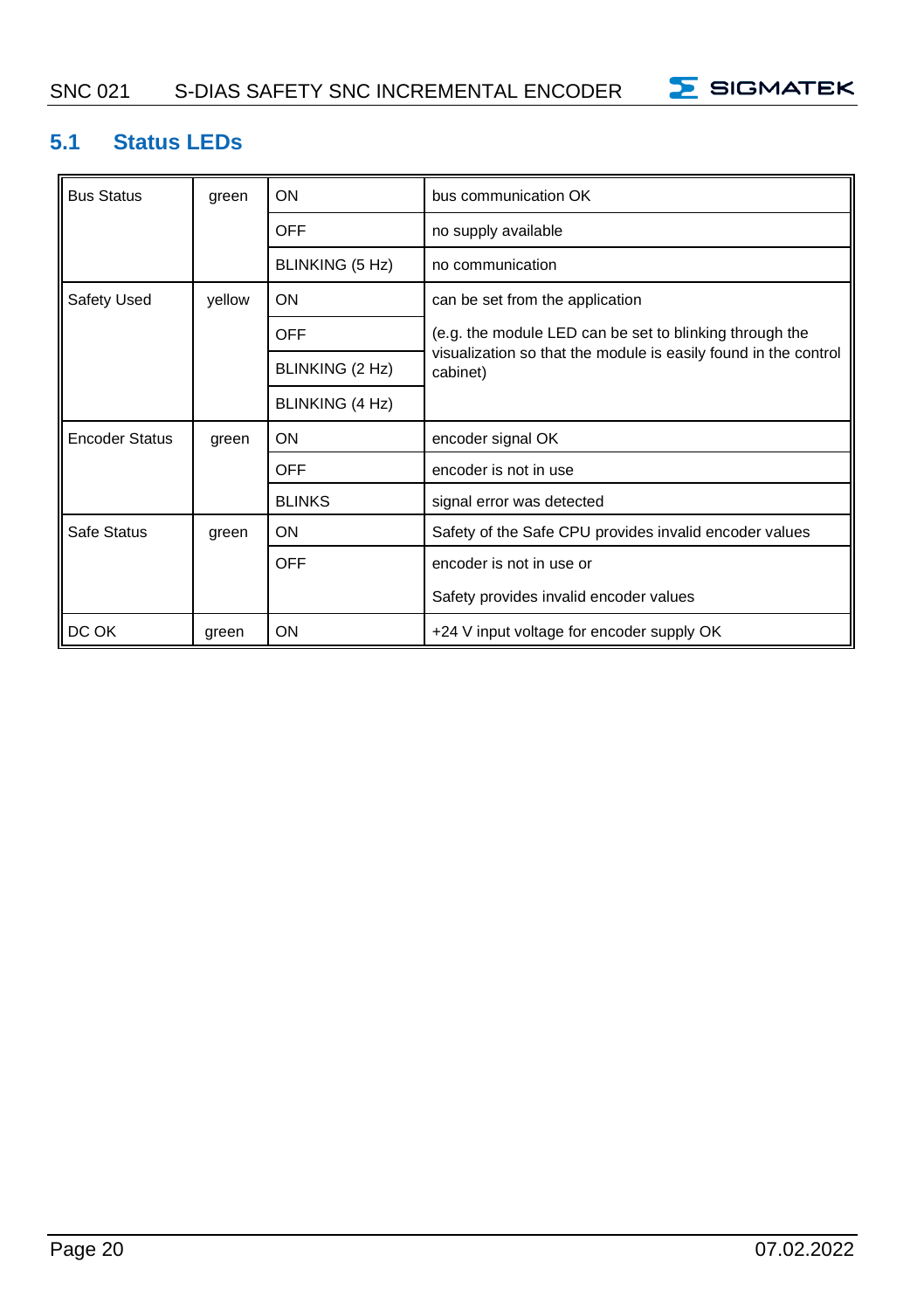## 5.1 Status LEDs

| | | | |
|---|---|---|---|
| Bus Status | green | ON | bus communication OK |
| | | OFF | no supply available |
| | | BLINKING (5 Hz) | no communication |
| Safety Used | yellow | ON | can be set from the application |
| | | OFF | (e.g. the module LED can be set to blinking through the visualization so that the module is easily found in the control cabinet) |
| | | BLINKING (2 Hz) | |
| | | BLINKING (4 Hz) | |
| Encoder Status | green | ON | encoder signal OK |
| | | OFF | encoder is not in use |
| | | BLINKS | signal error was detected |
| Safe Status | green | ON | Safety of the Safe CPU provides invalid encoder values |
| | | OFF | encoder is not in use or<br>Safety provides invalid encoder values |
| DC OK | green | ON | +24 V input voltage for encoder supply OK |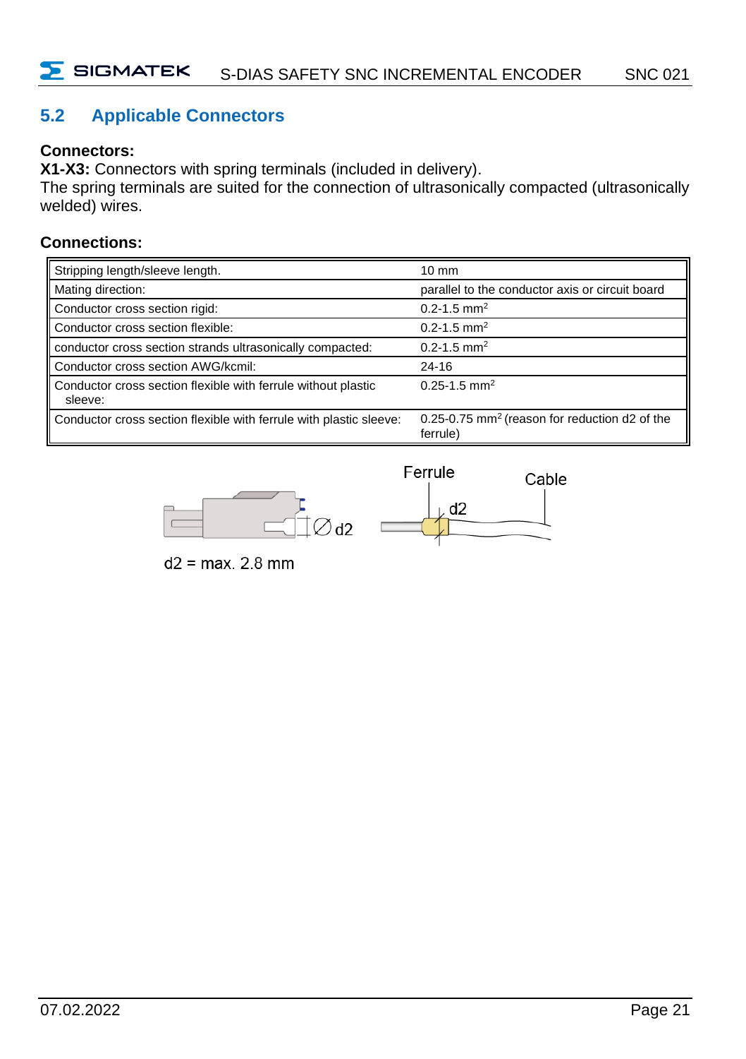## 5.2 Applicable Connectors

**Connectors:**

**X1-X3:** Connectors with spring terminals (included in delivery).
The spring terminals are suited for the connection of ultrasonically compacted (ultrasonically welded) wires.

**Connections:**

| | |
|---|---|
| Stripping length/sleeve length. | 10 mm |
| Mating direction: | parallel to the conductor axis or circuit board |
| Conductor cross section rigid: | 0.2-1.5 mm² |
| Conductor cross section flexible: | 0.2-1.5 mm² |
| conductor cross section strands ultrasonically compacted: | 0.2-1.5 mm² |
| Conductor cross section AWG/kcmil: | 24-16 |
| Conductor cross section flexible with ferrule without plastic sleeve: | 0.25-1.5 mm² |
| Conductor cross section flexible with ferrule with plastic sleeve: | 0.25-0.75 mm² (reason for reduction d2 of the ferrule) |

Ferrule Cable

d2 = max. 2.8 mm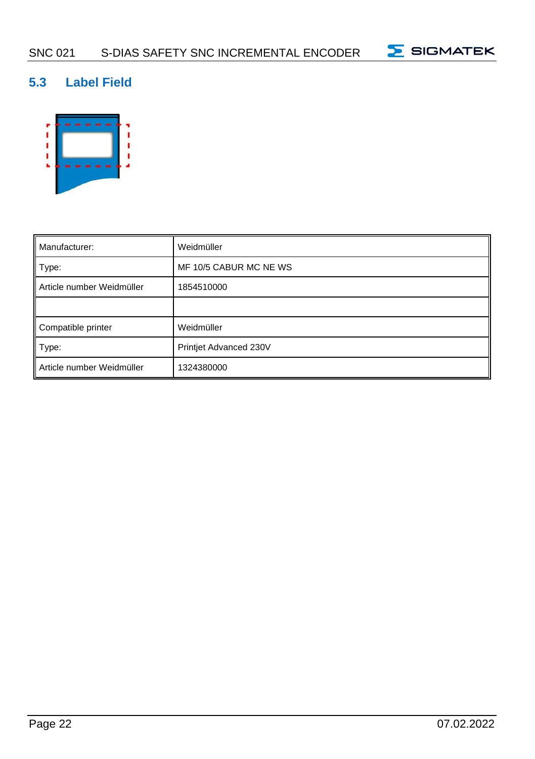## 5.3 Label Field

| Manufacturer: | Weidmüller |
|---|---|
| Type: | MF 10/5 CABUR MC NE WS |
| Article number Weidmüller | 1854510000 |
| | |
| Compatible printer | Weidmüller |
| Type: | Printjet Advanced 230V |
| Article number Weidmüller | 1324380000 |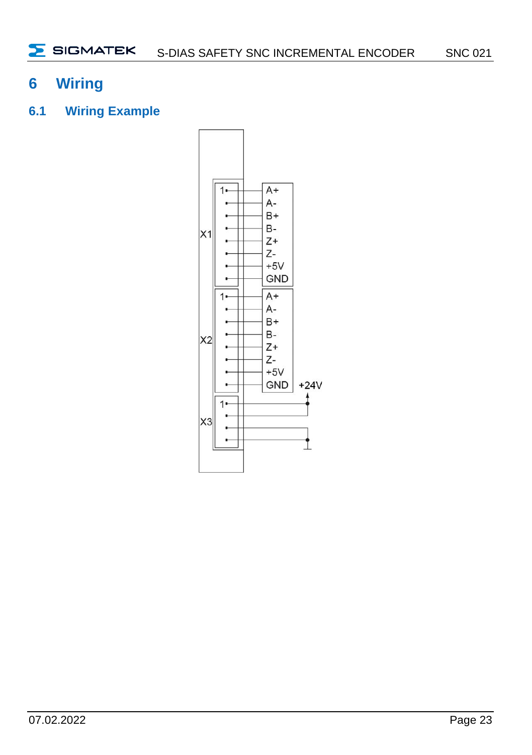# 6 Wiring

## 6.1 Wiring Example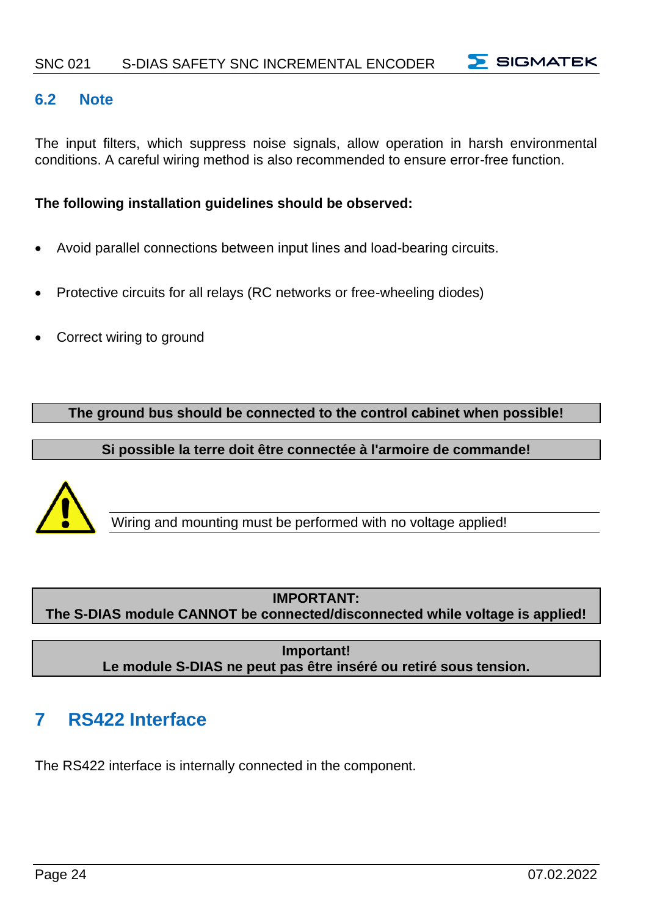## 6.2 Note

The input filters, which suppress noise signals, allow operation in harsh environmental conditions. A careful wiring method is also recommended to ensure error-free function.

**The following installation guidelines should be observed:**

- Avoid parallel connections between input lines and load-bearing circuits.
- Protective circuits for all relays (RC networks or free-wheeling diodes)
- Correct wiring to ground

**The ground bus should be connected to the control cabinet when possible!**

**Si possible la terre doit être connectée à l'armoire de commande!**

Wiring and mounting must be performed with no voltage applied!

**IMPORTANT:**
**The S-DIAS module CANNOT be connected/disconnected while voltage is applied!**

**Important!**
**Le module S-DIAS ne peut pas être inséré ou retiré sous tension.**

# 7 RS422 Interface

The RS422 interface is internally connected in the component.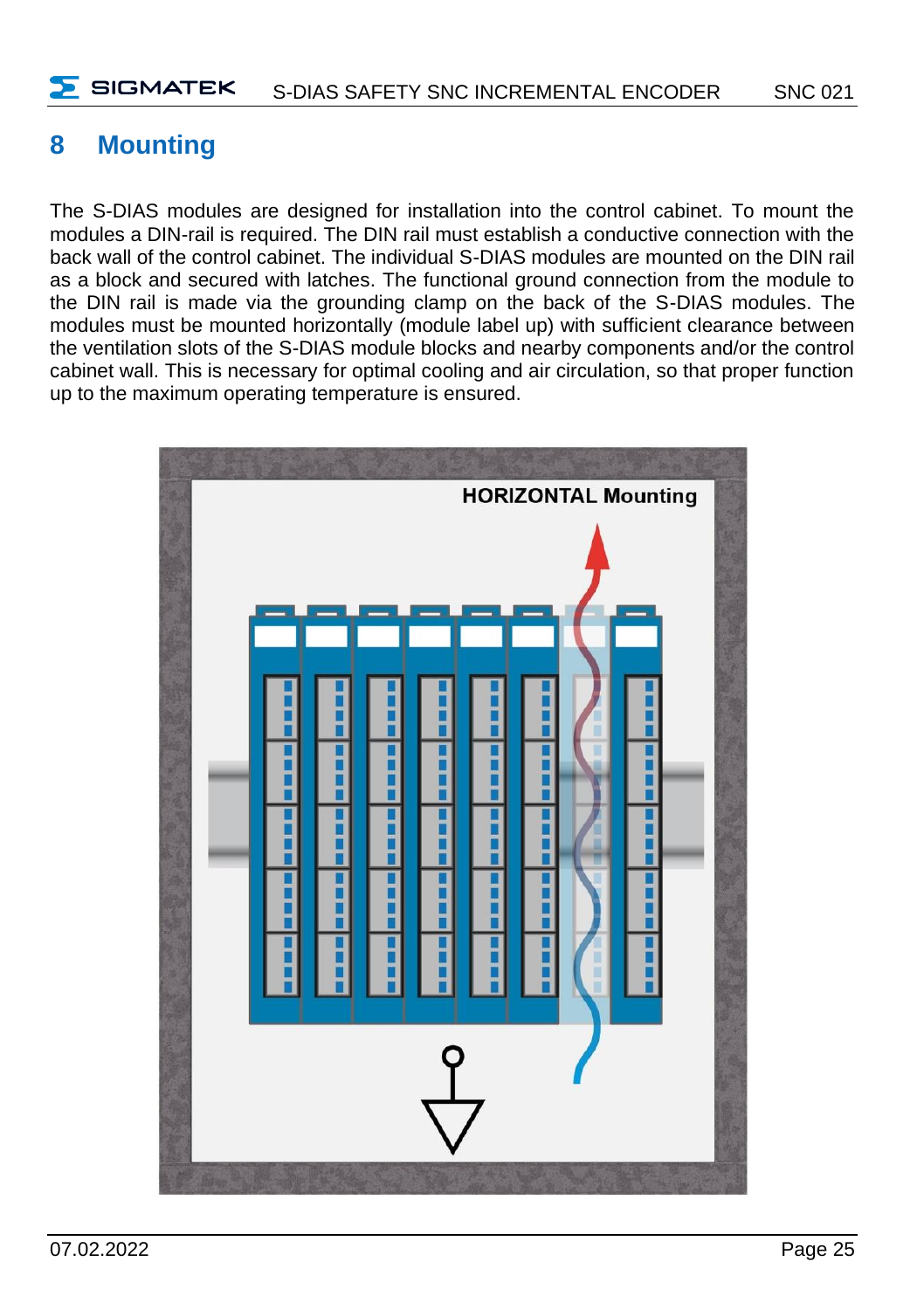# 8 Mounting

The S-DIAS modules are designed for installation into the control cabinet. To mount the modules a DIN-rail is required. The DIN rail must establish a conductive connection with the back wall of the control cabinet. The individual S-DIAS modules are mounted on the DIN rail as a block and secured with latches. The functional ground connection from the module to the DIN rail is made via the grounding clamp on the back of the S-DIAS modules. The modules must be mounted horizontally (module label up) with sufficient clearance between the ventilation slots of the S-DIAS module blocks and nearby components and/or the control cabinet wall. This is necessary for optimal cooling and air circulation, so that proper function up to the maximum operating temperature is ensured.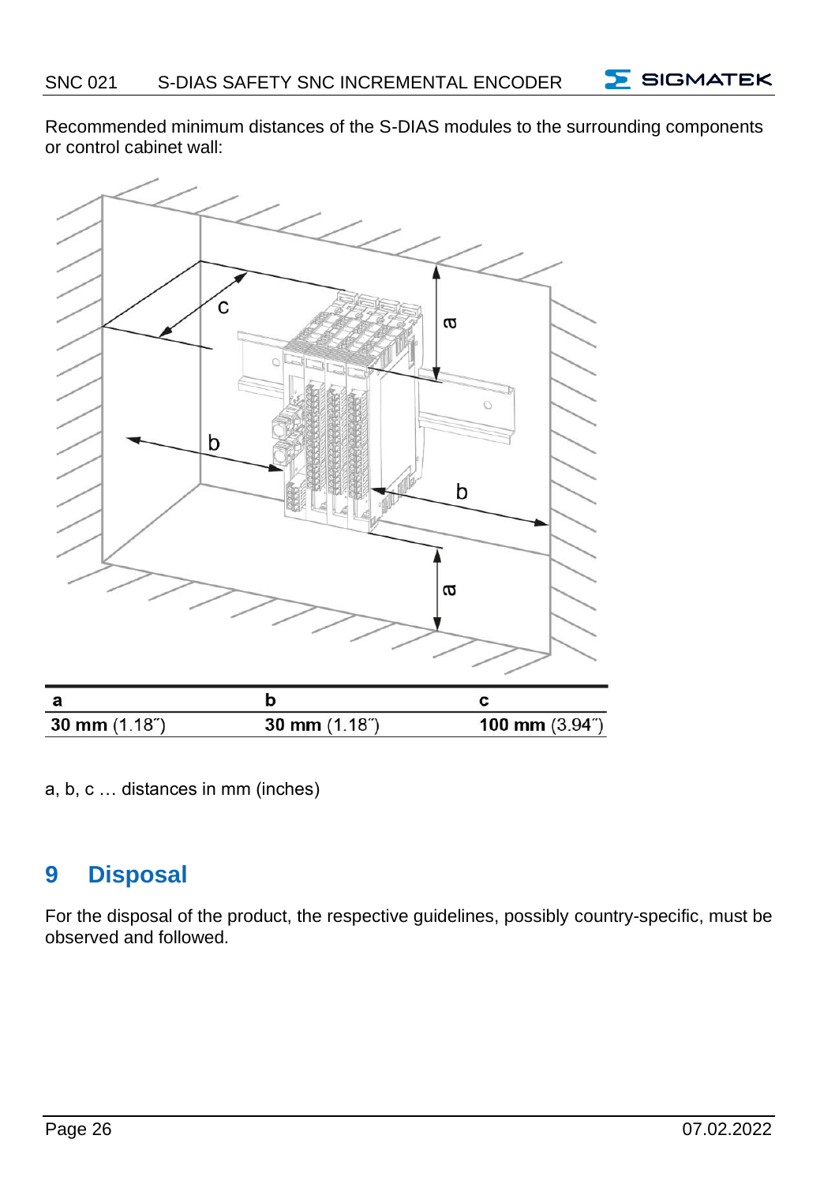Recommended minimum distances of the S-DIAS modules to the surrounding components or control cabinet wall:

| a | b | c |
|---|---|---|
| **30 mm** (1.18″) | **30 mm** (1.18″) | **100 mm** (3.94″) |

a, b, c … distances in mm (inches)

# 9 Disposal

For the disposal of the product, the respective guidelines, possibly country-specific, must be observed and followed.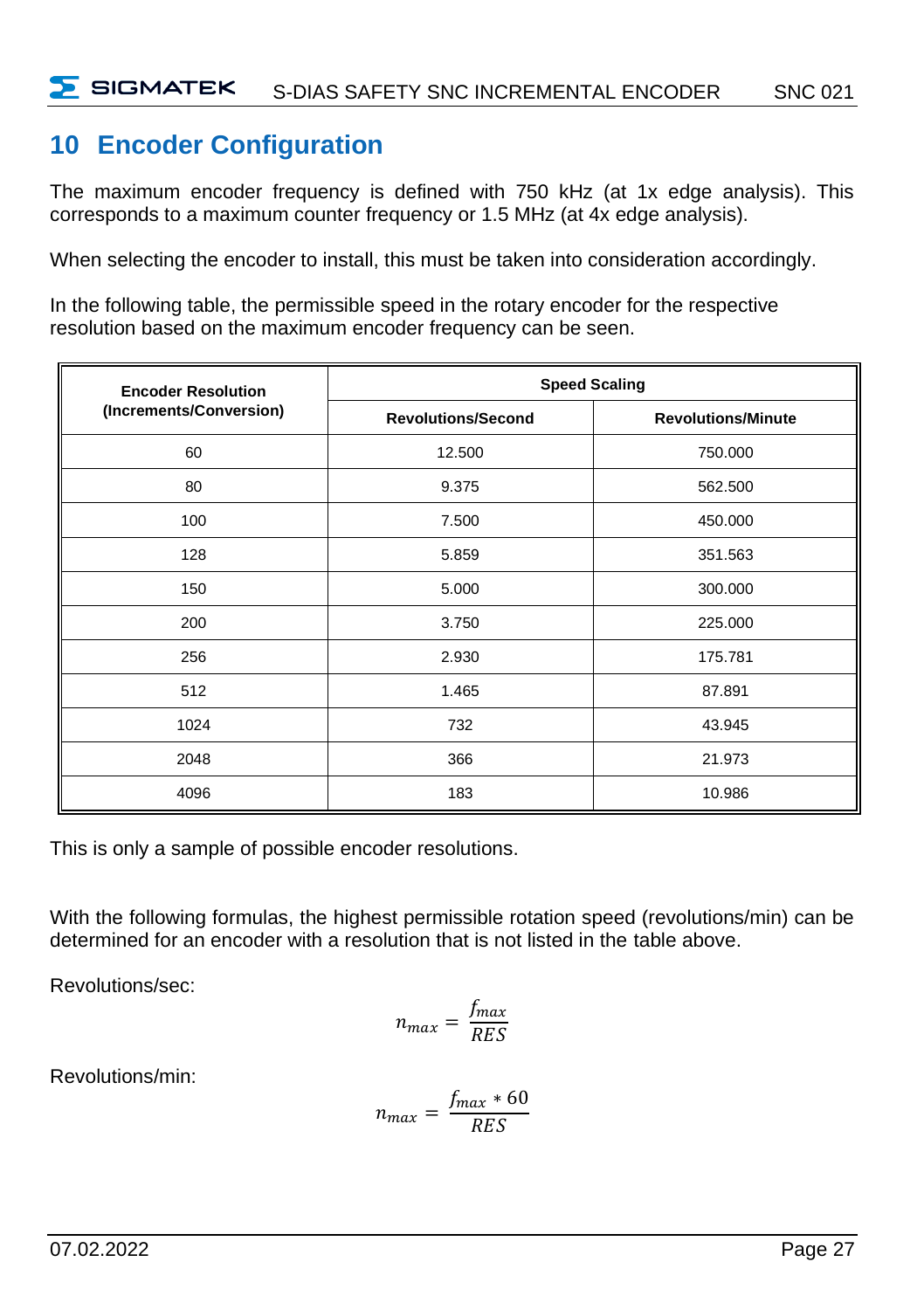# 10 Encoder Configuration

The maximum encoder frequency is defined with 750 kHz (at 1x edge analysis). This corresponds to a maximum counter frequency or 1.5 MHz (at 4x edge analysis).

When selecting the encoder to install, this must be taken into consideration accordingly.

In the following table, the permissible speed in the rotary encoder for the respective resolution based on the maximum encoder frequency can be seen.

| Encoder Resolution (Increments/Conversion) | Speed Scaling | |
|---|---|---|
| | **Revolutions/Second** | **Revolutions/Minute** |
| 60 | 12.500 | 750.000 |
| 80 | 9.375 | 562.500 |
| 100 | 7.500 | 450.000 |
| 128 | 5.859 | 351.563 |
| 150 | 5.000 | 300.000 |
| 200 | 3.750 | 225.000 |
| 256 | 2.930 | 175.781 |
| 512 | 1.465 | 87.891 |
| 1024 | 732 | 43.945 |
| 2048 | 366 | 21.973 |
| 4096 | 183 | 10.986 |

This is only a sample of possible encoder resolutions.

With the following formulas, the highest permissible rotation speed (revolutions/min) can be determined for an encoder with a resolution that is not listed in the table above.

Revolutions/sec:

$$n_{max} = \frac{f_{max}}{RES}$$

Revolutions/min:

$$n_{max} = \frac{f_{max} * 60}{RES}$$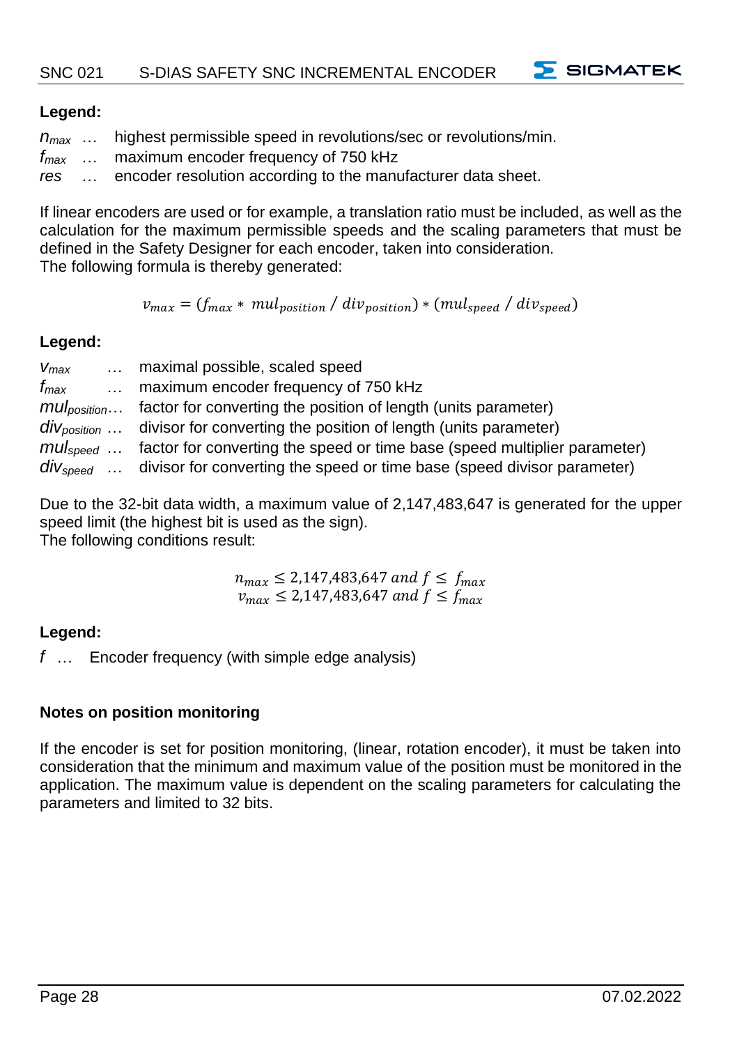**Legend:**

$n_{max}$ … highest permissible speed in revolutions/sec or revolutions/min.
$f_{max}$ … maximum encoder frequency of 750 kHz
*res* … encoder resolution according to the manufacturer data sheet.

If linear encoders are used or for example, a translation ratio must be included, as well as the calculation for the maximum permissible speeds and the scaling parameters that must be defined in the Safety Designer for each encoder, taken into consideration.
The following formula is thereby generated:

$$v_{max} = (f_{max} * mul_{position} / div_{position}) * (mul_{speed} / div_{speed})$$

**Legend:**

$v_{max}$ … maximal possible, scaled speed
$f_{max}$ … maximum encoder frequency of 750 kHz
$mul_{position}$ … factor for converting the position of length (units parameter)
$div_{position}$ … divisor for converting the position of length (units parameter)
$mul_{speed}$ … factor for converting the speed or time base (speed multiplier parameter)
$div_{speed}$ … divisor for converting the speed or time base (speed divisor parameter)

Due to the 32-bit data width, a maximum value of 2,147,483,647 is generated for the upper speed limit (the highest bit is used as the sign).
The following conditions result:

$$n_{max} \leq 2{,}147{,}483{,}647 \text{ } and \text{ } f \leq f_{max}$$
$$v_{max} \leq 2{,}147{,}483{,}647 \text{ } and \text{ } f \leq f_{max}$$

**Legend:**

$f$ … Encoder frequency (with simple edge analysis)

**Notes on position monitoring**

If the encoder is set for position monitoring, (linear, rotation encoder), it must be taken into consideration that the minimum and maximum value of the position must be monitored in the application. The maximum value is dependent on the scaling parameters for calculating the parameters and limited to 32 bits.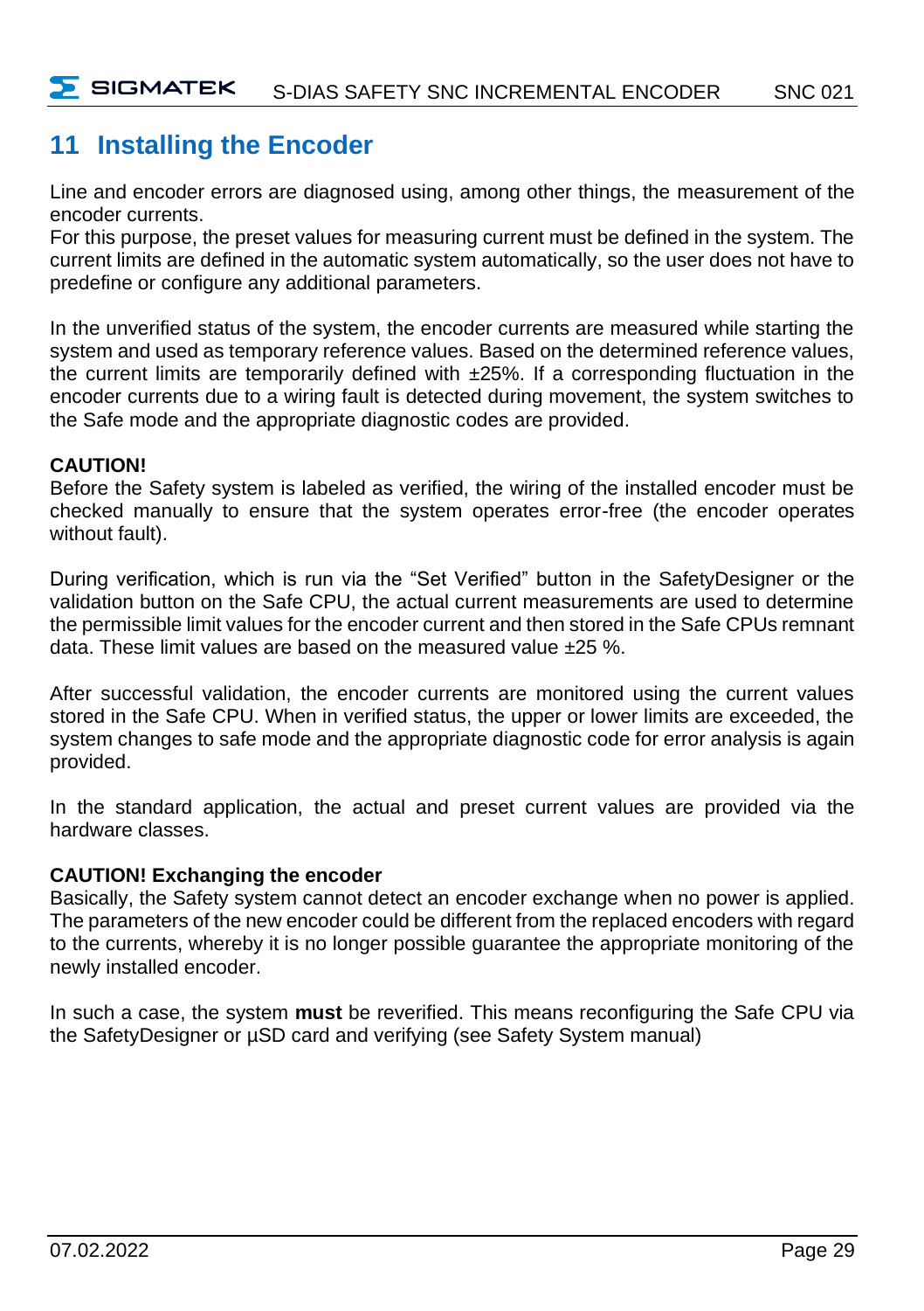# 11 Installing the Encoder

Line and encoder errors are diagnosed using, among other things, the measurement of the encoder currents.
For this purpose, the preset values for measuring current must be defined in the system. The current limits are defined in the automatic system automatically, so the user does not have to predefine or configure any additional parameters.

In the unverified status of the system, the encoder currents are measured while starting the system and used as temporary reference values. Based on the determined reference values, the current limits are temporarily defined with ±25%. If a corresponding fluctuation in the encoder currents due to a wiring fault is detected during movement, the system switches to the Safe mode and the appropriate diagnostic codes are provided.

**CAUTION!**
Before the Safety system is labeled as verified, the wiring of the installed encoder must be checked manually to ensure that the system operates error-free (the encoder operates without fault).

During verification, which is run via the "Set Verified" button in the SafetyDesigner or the validation button on the Safe CPU, the actual current measurements are used to determine the permissible limit values for the encoder current and then stored in the Safe CPUs remnant data. These limit values are based on the measured value ±25 %.

After successful validation, the encoder currents are monitored using the current values stored in the Safe CPU. When in verified status, the upper or lower limits are exceeded, the system changes to safe mode and the appropriate diagnostic code for error analysis is again provided.

In the standard application, the actual and preset current values are provided via the hardware classes.

**CAUTION! Exchanging the encoder**
Basically, the Safety system cannot detect an encoder exchange when no power is applied. The parameters of the new encoder could be different from the replaced encoders with regard to the currents, whereby it is no longer possible guarantee the appropriate monitoring of the newly installed encoder.

In such a case, the system **must** be reverified. This means reconfiguring the Safe CPU via the SafetyDesigner or µSD card and verifying (see Safety System manual)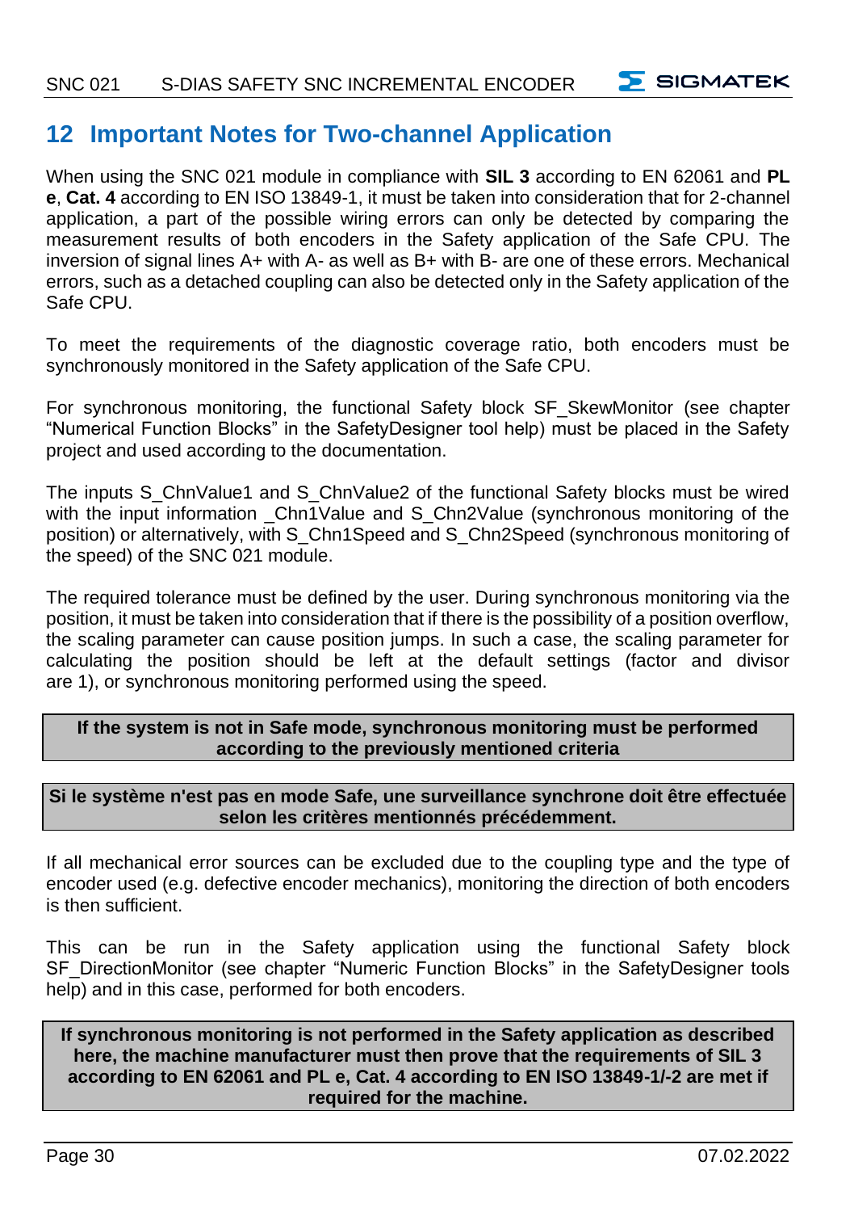# 12 Important Notes for Two-channel Application

When using the SNC 021 module in compliance with **SIL 3** according to EN 62061 and **PL e**, **Cat. 4** according to EN ISO 13849-1, it must be taken into consideration that for 2-channel application, a part of the possible wiring errors can only be detected by comparing the measurement results of both encoders in the Safety application of the Safe CPU. The inversion of signal lines A+ with A- as well as B+ with B- are one of these errors. Mechanical errors, such as a detached coupling can also be detected only in the Safety application of the Safe CPU.

To meet the requirements of the diagnostic coverage ratio, both encoders must be synchronously monitored in the Safety application of the Safe CPU.

For synchronous monitoring, the functional Safety block SF_SkewMonitor (see chapter "Numerical Function Blocks" in the SafetyDesigner tool help) must be placed in the Safety project and used according to the documentation.

The inputs S_ChnValue1 and S_ChnValue2 of the functional Safety blocks must be wired with the input information _Chn1Value and S_Chn2Value (synchronous monitoring of the position) or alternatively, with S_Chn1Speed and S_Chn2Speed (synchronous monitoring of the speed) of the SNC 021 module.

The required tolerance must be defined by the user. During synchronous monitoring via the position, it must be taken into consideration that if there is the possibility of a position overflow, the scaling parameter can cause position jumps. In such a case, the scaling parameter for calculating the position should be left at the default settings (factor and divisor are 1), or synchronous monitoring performed using the speed.

**If the system is not in Safe mode, synchronous monitoring must be performed according to the previously mentioned criteria**

**Si le système n'est pas en mode Safe, une surveillance synchrone doit être effectuée selon les critères mentionnés précédemment.**

If all mechanical error sources can be excluded due to the coupling type and the type of encoder used (e.g. defective encoder mechanics), monitoring the direction of both encoders is then sufficient.

This can be run in the Safety application using the functional Safety block SF_DirectionMonitor (see chapter "Numeric Function Blocks" in the SafetyDesigner tools help) and in this case, performed for both encoders.

**If synchronous monitoring is not performed in the Safety application as described here, the machine manufacturer must then prove that the requirements of SIL 3 according to EN 62061 and PL e, Cat. 4 according to EN ISO 13849-1/-2 are met if required for the machine.**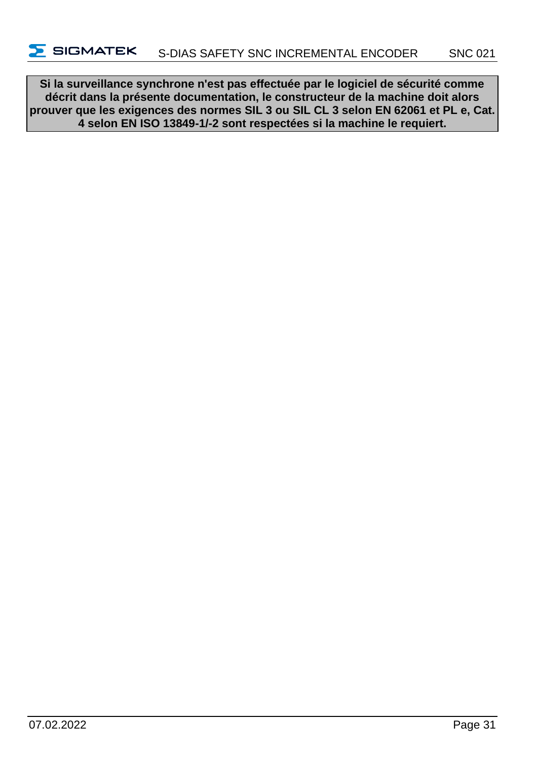**Si la surveillance synchrone n'est pas effectuée par le logiciel de sécurité comme décrit dans la présente documentation, le constructeur de la machine doit alors prouver que les exigences des normes SIL 3 ou SIL CL 3 selon EN 62061 et PL e, Cat. 4 selon EN ISO 13849-1/-2 sont respectées si la machine le requiert.**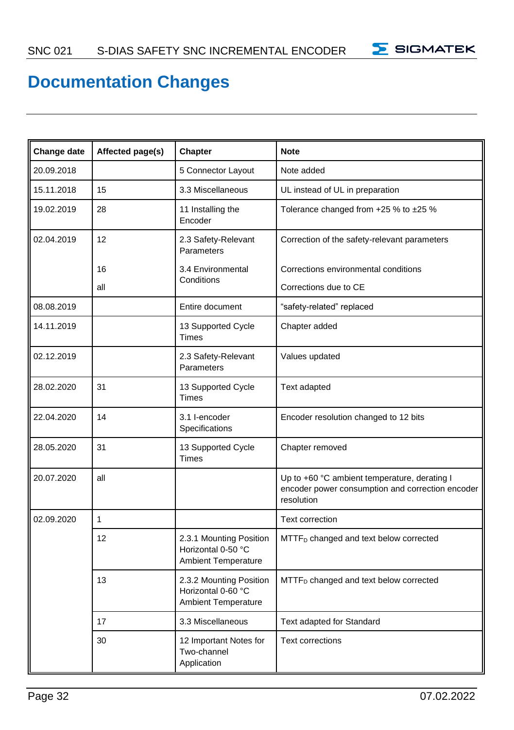# Documentation Changes

| Change date | Affected page(s) | Chapter | Note |
|---|---|---|---|
| 20.09.2018 | | 5 Connector Layout | Note added |
| 15.11.2018 | 15 | 3.3 Miscellaneous | UL instead of UL in preparation |
| 19.02.2019 | 28 | 11 Installing the Encoder | Tolerance changed from +25 % to ±25 % |
| 02.04.2019 | 12 | 2.3 Safety-Relevant Parameters | Correction of the safety-relevant parameters |
| | 16 | 3.4 Environmental Conditions | Corrections environmental conditions |
| | all | | Corrections due to CE |
| 08.08.2019 | | Entire document | "safety-related" replaced |
| 14.11.2019 | | 13 Supported Cycle Times | Chapter added |
| 02.12.2019 | | 2.3 Safety-Relevant Parameters | Values updated |
| 28.02.2020 | 31 | 13 Supported Cycle Times | Text adapted |
| 22.04.2020 | 14 | 3.1 I-encoder Specifications | Encoder resolution changed to 12 bits |
| 28.05.2020 | 31 | 13 Supported Cycle Times | Chapter removed |
| 20.07.2020 | all | | Up to +60 °C ambient temperature, derating I encoder power consumption and correction encoder resolution |
| 02.09.2020 | 1 | | Text correction |
| | 12 | 2.3.1 Mounting Position Horizontal 0-50 °C Ambient Temperature | $MTTF_D$ changed and text below corrected |
| | 13 | 2.3.2 Mounting Position Horizontal 0-60 °C Ambient Temperature | $MTTF_D$ changed and text below corrected |
| | 17 | 3.3 Miscellaneous | Text adapted for Standard |
| | 30 | 12 Important Notes for Two-channel Application | Text corrections |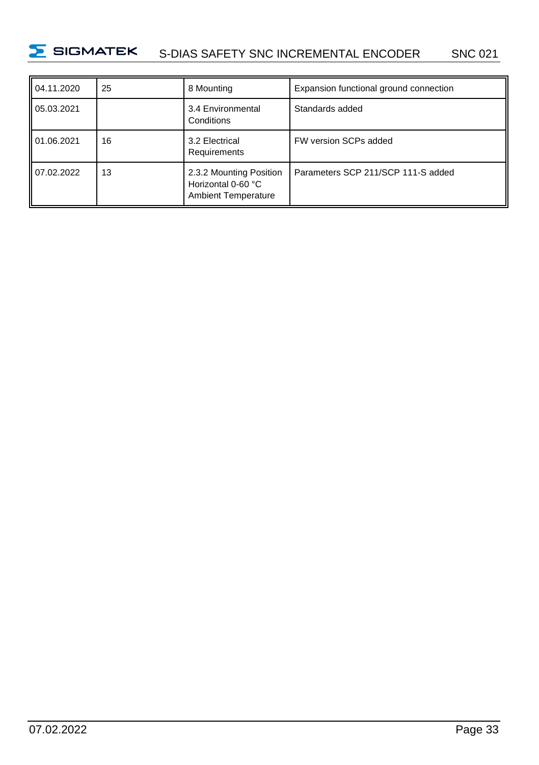| | | | |
|---|---|---|---|
| 04.11.2020 | 25 | 8 Mounting | Expansion functional ground connection |
| 05.03.2021 | | 3.4 Environmental Conditions | Standards added |
| 01.06.2021 | 16 | 3.2 Electrical Requirements | FW version SCPs added |
| 07.02.2022 | 13 | 2.3.2 Mounting Position Horizontal 0-60 °C Ambient Temperature | Parameters SCP 211/SCP 111-S added |